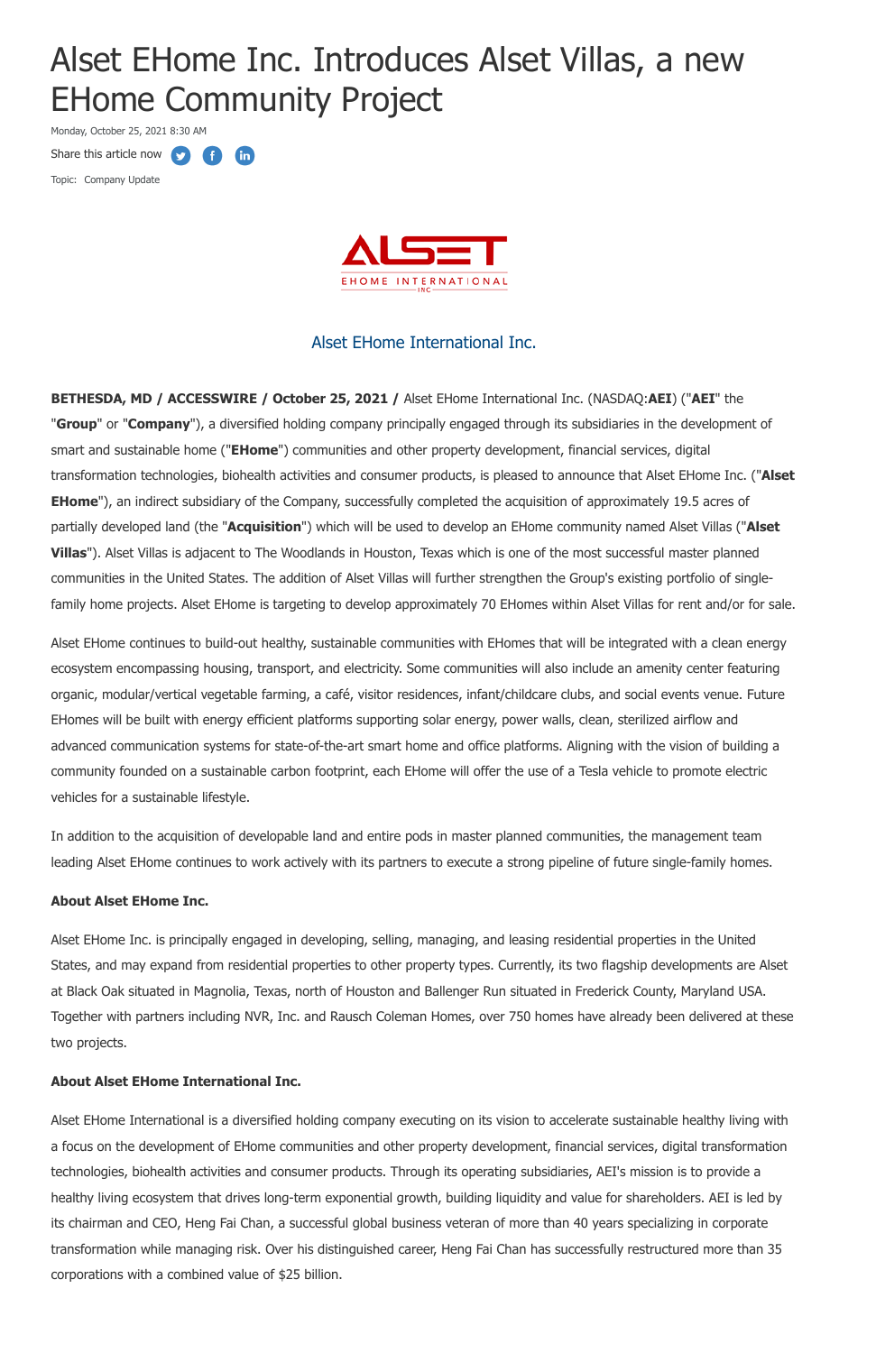# Alset EHome Inc. Introduces Alset Villas, a new EHome Community Project

Monday, October 25, 2021 8:30 AM

Share this article now

Topic: Company Update

Alset EHome International Inc.

**BETHESDA, MD / ACCESSWIRE / October 25, 2021 /** Alset EHome International Inc. (NASDAQ:**AEI**) ("**AEI**" the "**Group**" or "**Company**"), a diversified holding company principally engaged through its subsidiaries in the development of smart and sustainable home ("**EHome**") communities and other property development, financial services, digital transformation technologies, biohealth activities and consumer products, is pleased to announce that Alset EHome Inc. ("**Alset EHome**"), an indirect subsidiary of the Company, successfully completed the acquisition of approximately 19.5 acres of partially developed land (the "**Acquisition**") which will be used to develop an EHome community named Alset Villas ("**Alset Villas**"). Alset Villas is adjacent to The Woodlands in Houston, Texas which is one of the most successful master planned communities in the United States. The addition of Alset Villas will further strengthen the Group's existing portfolio of single-family home projects. Alset EHome is targeting to develop approximately 70 EHomes within Alset Villas for rent and/or for sale.

Alset EHome continues to build-out healthy, sustainable communities with EHomes that will be integrated with a clean energy ecosystem encompassing housing, transport, and electricity. Some communities will also include an amenity center featuring organic, modular/vertical vegetable farming, a café, visitor residences, infant/childcare clubs, and social events venue. Future EHomes will be built with energy efficient platforms supporting solar energy, power walls, clean, sterilized airflow and advanced communication systems for state-of-the-art smart home and office platforms. Aligning with the vision of building a community founded on a sustainable carbon footprint, each EHome will offer the use of a Tesla vehicle to promote electric vehicles for a sustainable lifestyle.

In addition to the acquisition of developable land and entire pods in master planned communities, the management team leading Alset EHome continues to work actively with its partners to execute a strong pipeline of future single-family homes.

**About Alset EHome Inc.**

Alset EHome Inc. is principally engaged in developing, selling, managing, and leasing residential properties in the United States, and may expand from residential properties to other property types. Currently, its two flagship developments are Alset at Black Oak situated in Magnolia, Texas, north of Houston and Ballenger Run situated in Frederick County, Maryland USA. Together with partners including NVR, Inc. and Rausch Coleman Homes, over 750 homes have already been delivered at these two projects.

**About Alset EHome International Inc.**

Alset EHome International is a diversified holding company executing on its vision to accelerate sustainable healthy living with a focus on the development of EHome communities and other property development, financial services, digital transformation technologies, biohealth activities and consumer products. Through its operating subsidiaries, AEI's mission is to provide a healthy living ecosystem that drives long-term exponential growth, building liquidity and value for shareholders. AEI is led by its chairman and CEO, Heng Fai Chan, a successful global business veteran of more than 40 years specializing in corporate transformation while managing risk. Over his distinguished career, Heng Fai Chan has successfully restructured more than 35 corporations with a combined value of $25 billion.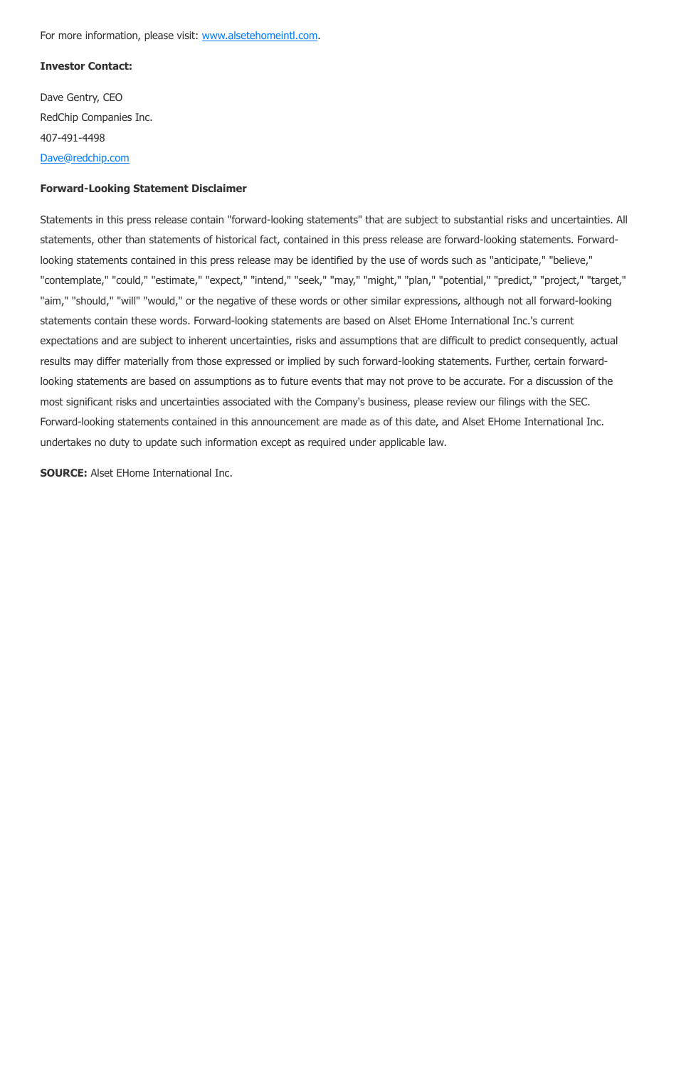For more information, please visit: [www.alsetehomeintl.com](www.alsetehomeintl.com).

**Investor Contact:**

Dave Gentry, CEO

RedChip Companies Inc.

407-491-4498

[Dave@redchip.com](mailto:Dave@redchip.com)

**Forward-Looking Statement Disclaimer**

Statements in this press release contain "forward-looking statements" that are subject to substantial risks and uncertainties. All statements, other than statements of historical fact, contained in this press release are forward-looking statements. Forward-looking statements contained in this press release may be identified by the use of words such as "anticipate," "believe," "contemplate," "could," "estimate," "expect," "intend," "seek," "may," "might," "plan," "potential," "predict," "project," "target," "aim," "should," "will" "would," or the negative of these words or other similar expressions, although not all forward-looking statements contain these words. Forward-looking statements are based on Alset EHome International Inc.'s current expectations and are subject to inherent uncertainties, risks and assumptions that are difficult to predict consequently, actual results may differ materially from those expressed or implied by such forward-looking statements. Further, certain forward-looking statements are based on assumptions as to future events that may not prove to be accurate. For a discussion of the most significant risks and uncertainties associated with the Company's business, please review our filings with the SEC. Forward-looking statements contained in this announcement are made as of this date, and Alset EHome International Inc. undertakes no duty to update such information except as required under applicable law.

**SOURCE:** Alset EHome International Inc.